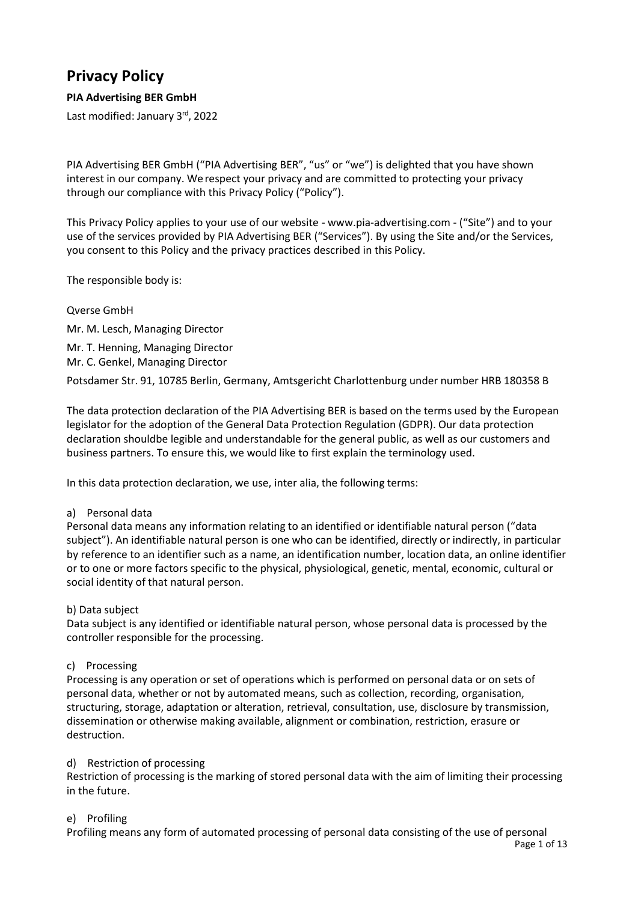# Privacy Policy

**PIA Advertising BER GmbH**

Last modified: January 3rd, 2022

PIA Advertising BER GmbH ("PIA Advertising BER", "us" or "we") is delighted that you have shown interest in our company. We respect your privacy and are committed to protecting your privacy through our compliance with this Privacy Policy ("Policy").

This Privacy Policy applies to your use of our website - www.pia-advertising.com - ("Site") and to your use of the services provided by PIA Advertising BER ("Services"). By using the Site and/or the Services, you consent to this Policy and the privacy practices described in this Policy.

The responsible body is:

Qverse GmbH

Mr. M. Lesch, Managing Director

Mr. T. Henning, Managing Director

Mr. C. Genkel, Managing Director

Potsdamer Str. 91, 10785 Berlin, Germany, Amtsgericht Charlottenburg under number HRB 180358 B

The data protection declaration of the PIA Advertising BER is based on the terms used by the European legislator for the adoption of the General Data Protection Regulation (GDPR). Our data protection declaration shouldbe legible and understandable for the general public, as well as our customers and business partners. To ensure this, we would like to first explain the terminology used.

In this data protection declaration, we use, inter alia, the following terms:

a) Personal data

Personal data means any information relating to an identified or identifiable natural person ("data subject"). An identifiable natural person is one who can be identified, directly or indirectly, in particular by reference to an identifier such as a name, an identification number, location data, an online identifier or to one or more factors specific to the physical, physiological, genetic, mental, economic, cultural or social identity of that natural person.

b) Data subject

Data subject is any identified or identifiable natural person, whose personal data is processed by the controller responsible for the processing.

c) Processing

Processing is any operation or set of operations which is performed on personal data or on sets of personal data, whether or not by automated means, such as collection, recording, organisation, structuring, storage, adaptation or alteration, retrieval, consultation, use, disclosure by transmission, dissemination or otherwise making available, alignment or combination, restriction, erasure or destruction.

d) Restriction of processing

Restriction of processing is the marking of stored personal data with the aim of limiting their processing in the future.

e) Profiling

Profiling means any form of automated processing of personal data consisting of the use of personal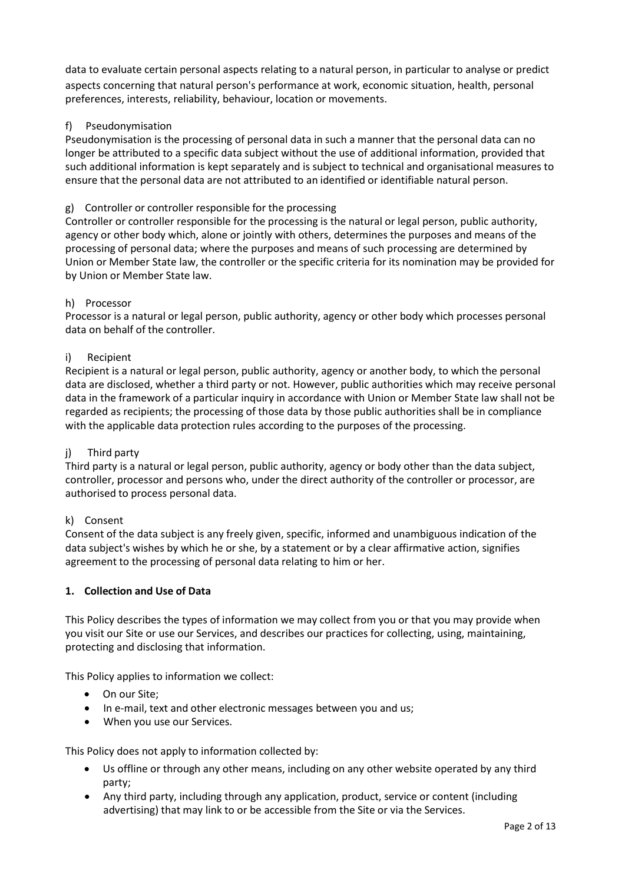data to evaluate certain personal aspects relating to a natural person, in particular to analyse or predict aspects concerning that natural person's performance at work, economic situation, health, personal preferences, interests, reliability, behaviour, location or movements.

f) Pseudonymisation
Pseudonymisation is the processing of personal data in such a manner that the personal data can no longer be attributed to a specific data subject without the use of additional information, provided that such additional information is kept separately and is subject to technical and organisational measures to ensure that the personal data are not attributed to an identified or identifiable natural person.

g) Controller or controller responsible for the processing
Controller or controller responsible for the processing is the natural or legal person, public authority, agency or other body which, alone or jointly with others, determines the purposes and means of the processing of personal data; where the purposes and means of such processing are determined by Union or Member State law, the controller or the specific criteria for its nomination may be provided for by Union or Member State law.

h) Processor
Processor is a natural or legal person, public authority, agency or other body which processes personal data on behalf of the controller.

i) Recipient
Recipient is a natural or legal person, public authority, agency or another body, to which the personal data are disclosed, whether a third party or not. However, public authorities which may receive personal data in the framework of a particular inquiry in accordance with Union or Member State law shall not be regarded as recipients; the processing of those data by those public authorities shall be in compliance with the applicable data protection rules according to the purposes of the processing.

j) Third party
Third party is a natural or legal person, public authority, agency or body other than the data subject, controller, processor and persons who, under the direct authority of the controller or processor, are authorised to process personal data.

k) Consent
Consent of the data subject is any freely given, specific, informed and unambiguous indication of the data subject's wishes by which he or she, by a statement or by a clear affirmative action, signifies agreement to the processing of personal data relating to him or her.

## 1. Collection and Use of Data

This Policy describes the types of information we may collect from you or that you may provide when you visit our Site or use our Services, and describes our practices for collecting, using, maintaining, protecting and disclosing that information.

This Policy applies to information we collect:

- On our Site;
- In e-mail, text and other electronic messages between you and us;
- When you use our Services.

This Policy does not apply to information collected by:

- Us offline or through any other means, including on any other website operated by any third party;
- Any third party, including through any application, product, service or content (including advertising) that may link to or be accessible from the Site or via the Services.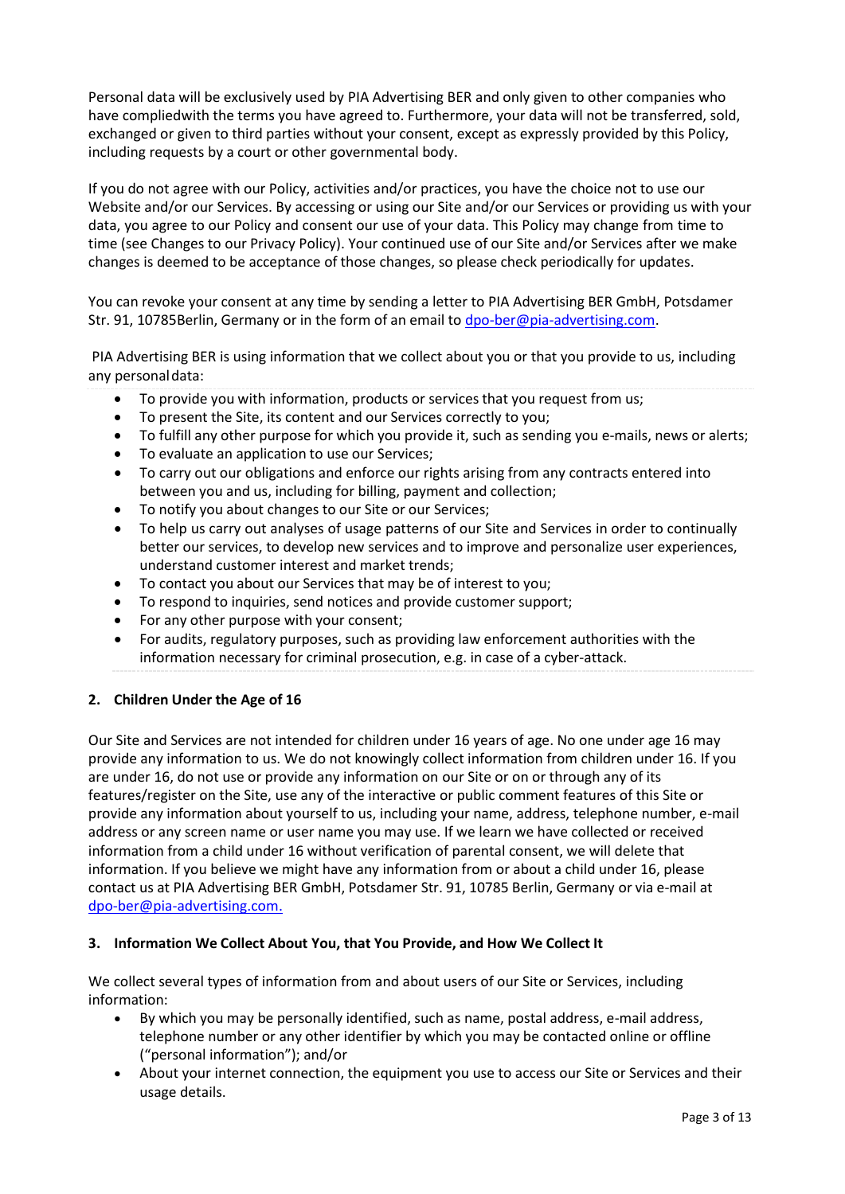Personal data will be exclusively used by PIA Advertising BER and only given to other companies who have compliedwith the terms you have agreed to. Furthermore, your data will not be transferred, sold, exchanged or given to third parties without your consent, except as expressly provided by this Policy, including requests by a court or other governmental body.

If you do not agree with our Policy, activities and/or practices, you have the choice not to use our Website and/or our Services. By accessing or using our Site and/or our Services or providing us with your data, you agree to our Policy and consent our use of your data. This Policy may change from time to time (see Changes to our Privacy Policy). Your continued use of our Site and/or Services after we make changes is deemed to be acceptance of those changes, so please check periodically for updates.

You can revoke your consent at any time by sending a letter to PIA Advertising BER GmbH, Potsdamer Str. 91, 10785Berlin, Germany or in the form of an email to dpo-ber@pia-advertising.com.

PIA Advertising BER is using information that we collect about you or that you provide to us, including any personal data:

- To provide you with information, products or services that you request from us;
- To present the Site, its content and our Services correctly to you;
- To fulfill any other purpose for which you provide it, such as sending you e-mails, news or alerts;
- To evaluate an application to use our Services;
- To carry out our obligations and enforce our rights arising from any contracts entered into between you and us, including for billing, payment and collection;
- To notify you about changes to our Site or our Services;
- To help us carry out analyses of usage patterns of our Site and Services in order to continually better our services, to develop new services and to improve and personalize user experiences, understand customer interest and market trends;
- To contact you about our Services that may be of interest to you;
- To respond to inquiries, send notices and provide customer support;
- For any other purpose with your consent;
- For audits, regulatory purposes, such as providing law enforcement authorities with the information necessary for criminal prosecution, e.g. in case of a cyber-attack.

## 2. Children Under the Age of 16

Our Site and Services are not intended for children under 16 years of age. No one under age 16 may provide any information to us. We do not knowingly collect information from children under 16. If you are under 16, do not use or provide any information on our Site or on or through any of its features/register on the Site, use any of the interactive or public comment features of this Site or provide any information about yourself to us, including your name, address, telephone number, e-mail address or any screen name or user name you may use. If we learn we have collected or received information from a child under 16 without verification of parental consent, we will delete that information. If you believe we might have any information from or about a child under 16, please contact us at PIA Advertising BER GmbH, Potsdamer Str. 91, 10785 Berlin, Germany or via e-mail at dpo-ber@pia-advertising.com.

## 3. Information We Collect About You, that You Provide, and How We Collect It

We collect several types of information from and about users of our Site or Services, including information:

- By which you may be personally identified, such as name, postal address, e-mail address, telephone number or any other identifier by which you may be contacted online or offline ("personal information"); and/or
- About your internet connection, the equipment you use to access our Site or Services and their usage details.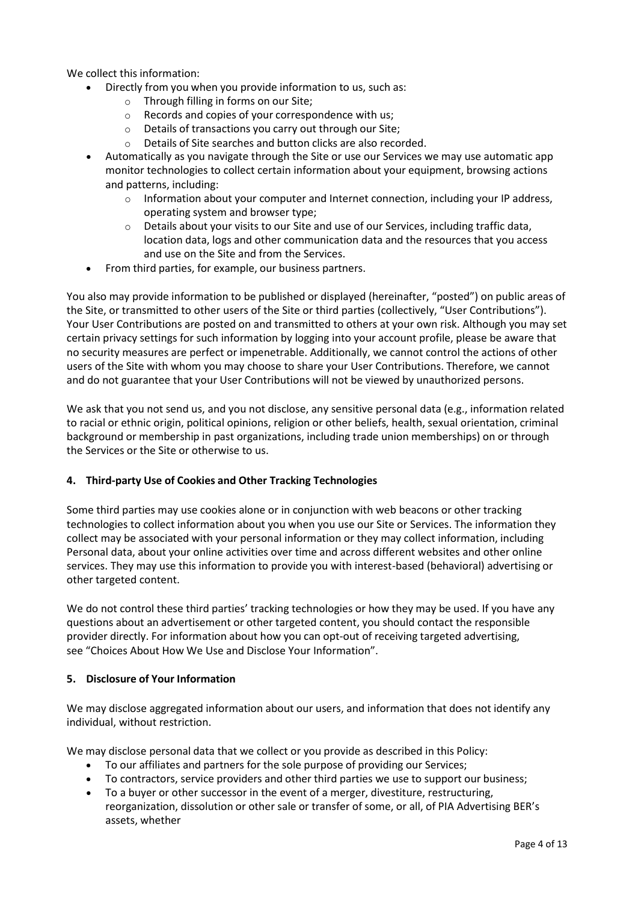We collect this information:

- Directly from you when you provide information to us, such as:
  - Through filling in forms on our Site;
  - Records and copies of your correspondence with us;
  - Details of transactions you carry out through our Site;
  - Details of Site searches and button clicks are also recorded.
- Automatically as you navigate through the Site or use our Services we may use automatic app monitor technologies to collect certain information about your equipment, browsing actions and patterns, including:
  - Information about your computer and Internet connection, including your IP address, operating system and browser type;
  - Details about your visits to our Site and use of our Services, including traffic data, location data, logs and other communication data and the resources that you access and use on the Site and from the Services.
- From third parties, for example, our business partners.

You also may provide information to be published or displayed (hereinafter, "posted") on public areas of the Site, or transmitted to other users of the Site or third parties (collectively, "User Contributions"). Your User Contributions are posted on and transmitted to others at your own risk. Although you may set certain privacy settings for such information by logging into your account profile, please be aware that no security measures are perfect or impenetrable. Additionally, we cannot control the actions of other users of the Site with whom you may choose to share your User Contributions. Therefore, we cannot and do not guarantee that your User Contributions will not be viewed by unauthorized persons.

We ask that you not send us, and you not disclose, any sensitive personal data (e.g., information related to racial or ethnic origin, political opinions, religion or other beliefs, health, sexual orientation, criminal background or membership in past organizations, including trade union memberships) on or through the Services or the Site or otherwise to us.

## 4. Third-party Use of Cookies and Other Tracking Technologies

Some third parties may use cookies alone or in conjunction with web beacons or other tracking technologies to collect information about you when you use our Site or Services. The information they collect may be associated with your personal information or they may collect information, including Personal data, about your online activities over time and across different websites and other online services. They may use this information to provide you with interest-based (behavioral) advertising or other targeted content.

We do not control these third parties' tracking technologies or how they may be used. If you have any questions about an advertisement or other targeted content, you should contact the responsible provider directly. For information about how you can opt-out of receiving targeted advertising, see "Choices About How We Use and Disclose Your Information".

## 5. Disclosure of Your Information

We may disclose aggregated information about our users, and information that does not identify any individual, without restriction.

We may disclose personal data that we collect or you provide as described in this Policy:

- To our affiliates and partners for the sole purpose of providing our Services;
- To contractors, service providers and other third parties we use to support our business;
- To a buyer or other successor in the event of a merger, divestiture, restructuring, reorganization, dissolution or other sale or transfer of some, or all, of PIA Advertising BER's assets, whether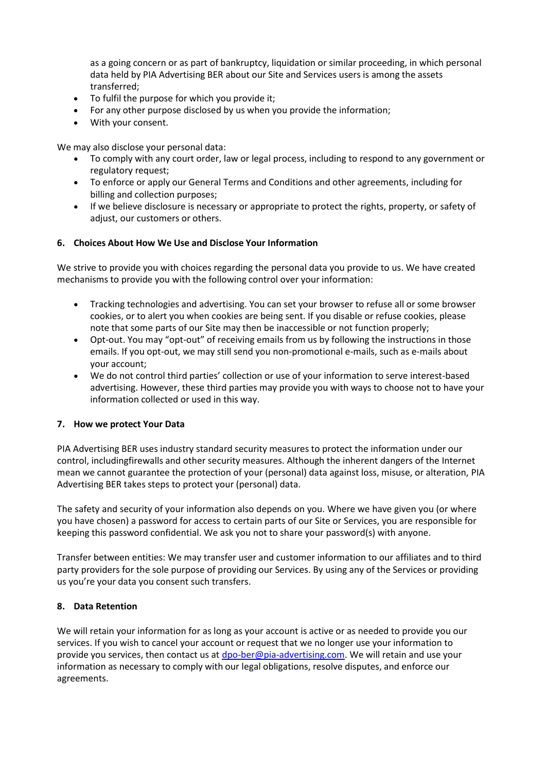as a going concern or as part of bankruptcy, liquidation or similar proceeding, in which personal data held by PIA Advertising BER about our Site and Services users is among the assets transferred;

- To fulfil the purpose for which you provide it;
- For any other purpose disclosed by us when you provide the information;
- With your consent.

We may also disclose your personal data:

- To comply with any court order, law or legal process, including to respond to any government or regulatory request;
- To enforce or apply our General Terms and Conditions and other agreements, including for billing and collection purposes;
- If we believe disclosure is necessary or appropriate to protect the rights, property, or safety of adjust, our customers or others.

### 6. Choices About How We Use and Disclose Your Information

We strive to provide you with choices regarding the personal data you provide to us. We have created mechanisms to provide you with the following control over your information:

- Tracking technologies and advertising. You can set your browser to refuse all or some browser cookies, or to alert you when cookies are being sent. If you disable or refuse cookies, please note that some parts of our Site may then be inaccessible or not function properly;
- Opt-out. You may "opt-out" of receiving emails from us by following the instructions in those emails. If you opt-out, we may still send you non-promotional e-mails, such as e-mails about your account;
- We do not control third parties' collection or use of your information to serve interest-based advertising. However, these third parties may provide you with ways to choose not to have your information collected or used in this way.

### 7. How we protect Your Data

PIA Advertising BER uses industry standard security measures to protect the information under our control, includingfirewalls and other security measures. Although the inherent dangers of the Internet mean we cannot guarantee the protection of your (personal) data against loss, misuse, or alteration, PIA Advertising BER takes steps to protect your (personal) data.

The safety and security of your information also depends on you. Where we have given you (or where you have chosen) a password for access to certain parts of our Site or Services, you are responsible for keeping this password confidential. We ask you not to share your password(s) with anyone.

Transfer between entities: We may transfer user and customer information to our affiliates and to third party providers for the sole purpose of providing our Services. By using any of the Services or providing us you're your data you consent such transfers.

### 8. Data Retention

We will retain your information for as long as your account is active or as needed to provide you our services. If you wish to cancel your account or request that we no longer use your information to provide you services, then contact us at [dpo-ber@pia-advertising.com](mailto:dpo-ber@pia-advertising.com). We will retain and use your information as necessary to comply with our legal obligations, resolve disputes, and enforce our agreements.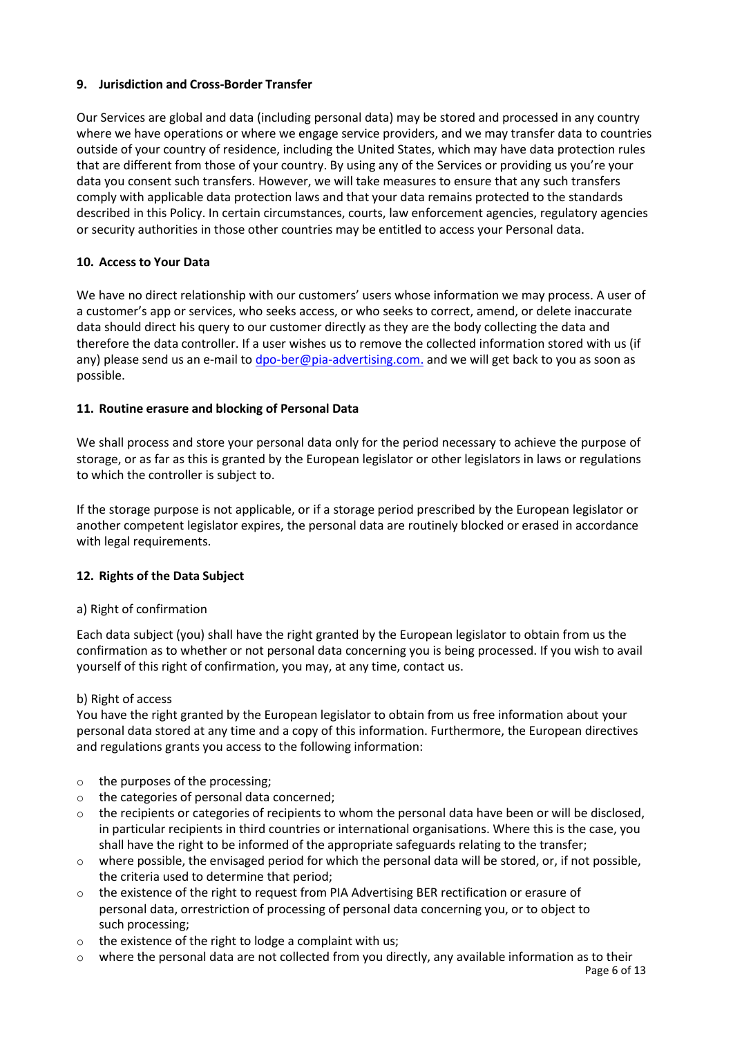### 9. Jurisdiction and Cross-Border Transfer

Our Services are global and data (including personal data) may be stored and processed in any country where we have operations or where we engage service providers, and we may transfer data to countries outside of your country of residence, including the United States, which may have data protection rules that are different from those of your country. By using any of the Services or providing us you're your data you consent such transfers. However, we will take measures to ensure that any such transfers comply with applicable data protection laws and that your data remains protected to the standards described in this Policy. In certain circumstances, courts, law enforcement agencies, regulatory agencies or security authorities in those other countries may be entitled to access your Personal data.

### 10. Access to Your Data

We have no direct relationship with our customers' users whose information we may process. A user of a customer's app or services, who seeks access, or who seeks to correct, amend, or delete inaccurate data should direct his query to our customer directly as they are the body collecting the data and therefore the data controller. If a user wishes us to remove the collected information stored with us (if any) please send us an e-mail to dpo-ber@pia-advertising.com. and we will get back to you as soon as possible.

### 11. Routine erasure and blocking of Personal Data

We shall process and store your personal data only for the period necessary to achieve the purpose of storage, or as far as this is granted by the European legislator or other legislators in laws or regulations to which the controller is subject to.

If the storage purpose is not applicable, or if a storage period prescribed by the European legislator or another competent legislator expires, the personal data are routinely blocked or erased in accordance with legal requirements.

### 12. Rights of the Data Subject

a) Right of confirmation

Each data subject (you) shall have the right granted by the European legislator to obtain from us the confirmation as to whether or not personal data concerning you is being processed. If you wish to avail yourself of this right of confirmation, you may, at any time, contact us.

b) Right of access

You have the right granted by the European legislator to obtain from us free information about your personal data stored at any time and a copy of this information. Furthermore, the European directives and regulations grants you access to the following information:

- the purposes of the processing;
- the categories of personal data concerned;
- the recipients or categories of recipients to whom the personal data have been or will be disclosed, in particular recipients in third countries or international organisations. Where this is the case, you shall have the right to be informed of the appropriate safeguards relating to the transfer;
- where possible, the envisaged period for which the personal data will be stored, or, if not possible, the criteria used to determine that period;
- the existence of the right to request from PIA Advertising BER rectification or erasure of personal data, orrestriction of processing of personal data concerning you, or to object to such processing;
- the existence of the right to lodge a complaint with us;
- where the personal data are not collected from you directly, any available information as to their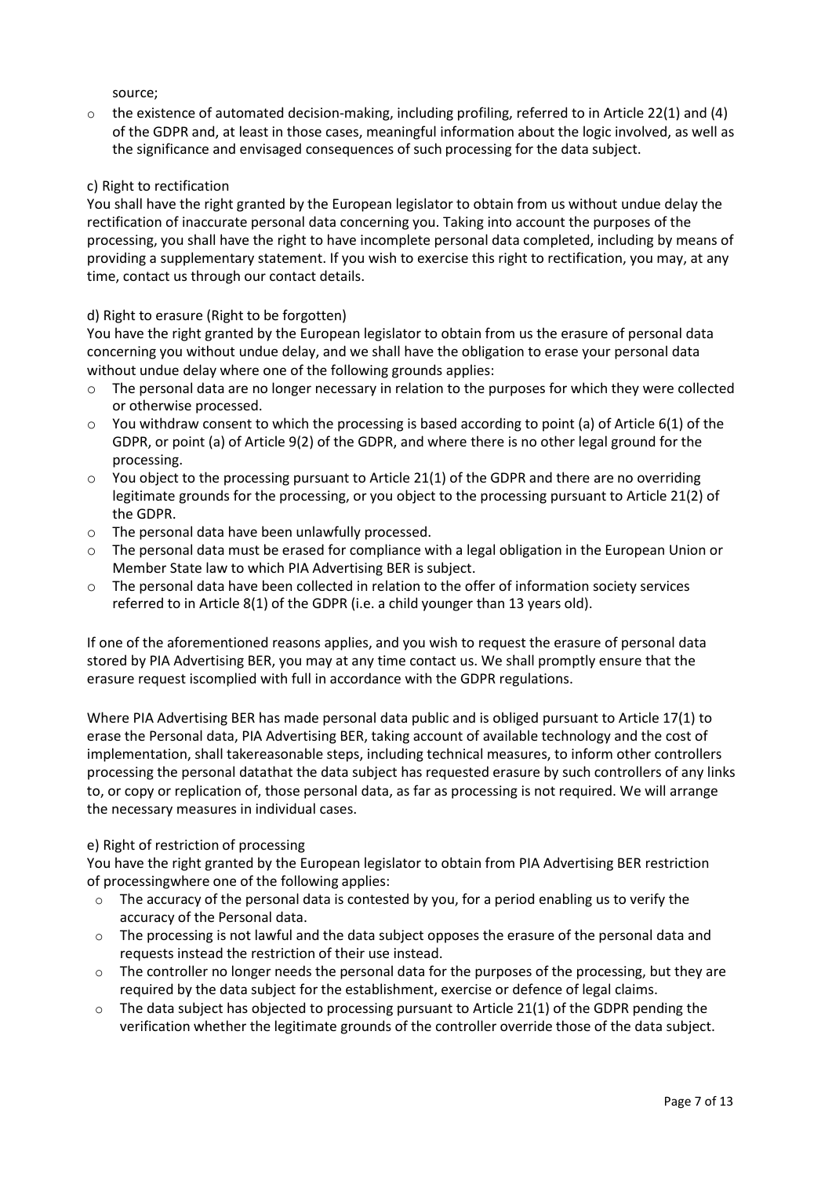source;

- the existence of automated decision-making, including profiling, referred to in Article 22(1) and (4) of the GDPR and, at least in those cases, meaningful information about the logic involved, as well as the significance and envisaged consequences of such processing for the data subject.

c) Right to rectification

You shall have the right granted by the European legislator to obtain from us without undue delay the rectification of inaccurate personal data concerning you. Taking into account the purposes of the processing, you shall have the right to have incomplete personal data completed, including by means of providing a supplementary statement. If you wish to exercise this right to rectification, you may, at any time, contact us through our contact details.

d) Right to erasure (Right to be forgotten)

You have the right granted by the European legislator to obtain from us the erasure of personal data concerning you without undue delay, and we shall have the obligation to erase your personal data without undue delay where one of the following grounds applies:

- The personal data are no longer necessary in relation to the purposes for which they were collected or otherwise processed.
- You withdraw consent to which the processing is based according to point (a) of Article 6(1) of the GDPR, or point (a) of Article 9(2) of the GDPR, and where there is no other legal ground for the processing.
- You object to the processing pursuant to Article 21(1) of the GDPR and there are no overriding legitimate grounds for the processing, or you object to the processing pursuant to Article 21(2) of the GDPR.
- The personal data have been unlawfully processed.
- The personal data must be erased for compliance with a legal obligation in the European Union or Member State law to which PIA Advertising BER is subject.
- The personal data have been collected in relation to the offer of information society services referred to in Article 8(1) of the GDPR (i.e. a child younger than 13 years old).

If one of the aforementioned reasons applies, and you wish to request the erasure of personal data stored by PIA Advertising BER, you may at any time contact us. We shall promptly ensure that the erasure request iscomplied with full in accordance with the GDPR regulations.

Where PIA Advertising BER has made personal data public and is obliged pursuant to Article 17(1) to erase the Personal data, PIA Advertising BER, taking account of available technology and the cost of implementation, shall takereasonable steps, including technical measures, to inform other controllers processing the personal datathat the data subject has requested erasure by such controllers of any links to, or copy or replication of, those personal data, as far as processing is not required. We will arrange the necessary measures in individual cases.

e) Right of restriction of processing

You have the right granted by the European legislator to obtain from PIA Advertising BER restriction of processingwhere one of the following applies:

- The accuracy of the personal data is contested by you, for a period enabling us to verify the accuracy of the Personal data.
- The processing is not lawful and the data subject opposes the erasure of the personal data and requests instead the restriction of their use instead.
- The controller no longer needs the personal data for the purposes of the processing, but they are required by the data subject for the establishment, exercise or defence of legal claims.
- The data subject has objected to processing pursuant to Article 21(1) of the GDPR pending the verification whether the legitimate grounds of the controller override those of the data subject.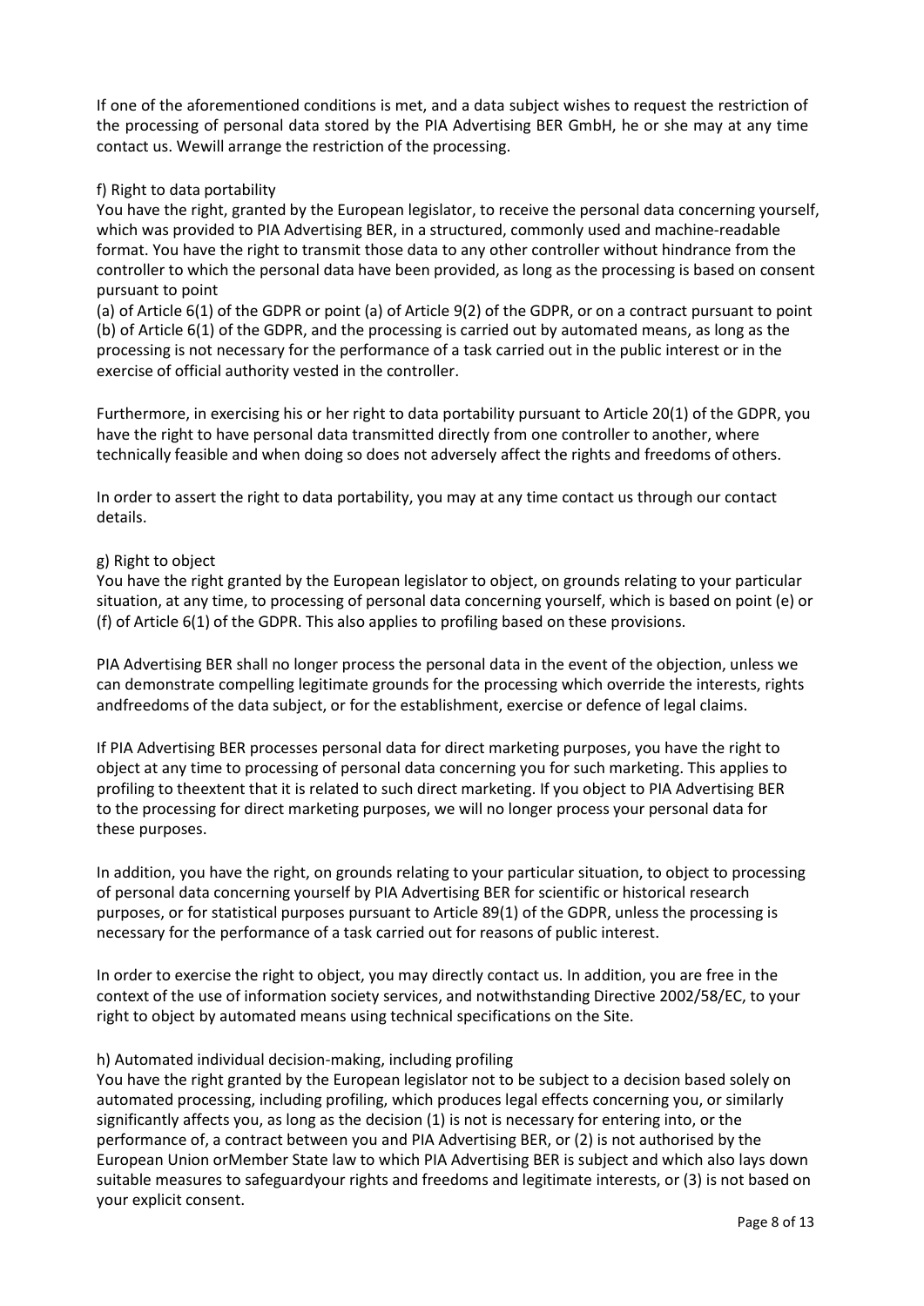If one of the aforementioned conditions is met, and a data subject wishes to request the restriction of the processing of personal data stored by the PIA Advertising BER GmbH, he or she may at any time contact us. Wewill arrange the restriction of the processing.

f) Right to data portability

You have the right, granted by the European legislator, to receive the personal data concerning yourself, which was provided to PIA Advertising BER, in a structured, commonly used and machine-readable format. You have the right to transmit those data to any other controller without hindrance from the controller to which the personal data have been provided, as long as the processing is based on consent pursuant to point

(a) of Article 6(1) of the GDPR or point (a) of Article 9(2) of the GDPR, or on a contract pursuant to point (b) of Article 6(1) of the GDPR, and the processing is carried out by automated means, as long as the processing is not necessary for the performance of a task carried out in the public interest or in the exercise of official authority vested in the controller.

Furthermore, in exercising his or her right to data portability pursuant to Article 20(1) of the GDPR, you have the right to have personal data transmitted directly from one controller to another, where technically feasible and when doing so does not adversely affect the rights and freedoms of others.

In order to assert the right to data portability, you may at any time contact us through our contact details.

g) Right to object

You have the right granted by the European legislator to object, on grounds relating to your particular situation, at any time, to processing of personal data concerning yourself, which is based on point (e) or (f) of Article 6(1) of the GDPR. This also applies to profiling based on these provisions.

PIA Advertising BER shall no longer process the personal data in the event of the objection, unless we can demonstrate compelling legitimate grounds for the processing which override the interests, rights andfreedoms of the data subject, or for the establishment, exercise or defence of legal claims.

If PIA Advertising BER processes personal data for direct marketing purposes, you have the right to object at any time to processing of personal data concerning you for such marketing. This applies to profiling to theextent that it is related to such direct marketing. If you object to PIA Advertising BER to the processing for direct marketing purposes, we will no longer process your personal data for these purposes.

In addition, you have the right, on grounds relating to your particular situation, to object to processing of personal data concerning yourself by PIA Advertising BER for scientific or historical research purposes, or for statistical purposes pursuant to Article 89(1) of the GDPR, unless the processing is necessary for the performance of a task carried out for reasons of public interest.

In order to exercise the right to object, you may directly contact us. In addition, you are free in the context of the use of information society services, and notwithstanding Directive 2002/58/EC, to your right to object by automated means using technical specifications on the Site.

h) Automated individual decision-making, including profiling

You have the right granted by the European legislator not to be subject to a decision based solely on automated processing, including profiling, which produces legal effects concerning you, or similarly significantly affects you, as long as the decision (1) is not is not necessary for entering into, or the performance of, a contract between you and PIA Advertising BER, or (2) is not authorised by the European Union orMember State law to which PIA Advertising BER is subject and which also lays down suitable measures to safeguardyour rights and freedoms and legitimate interests, or (3) is not based on your explicit consent.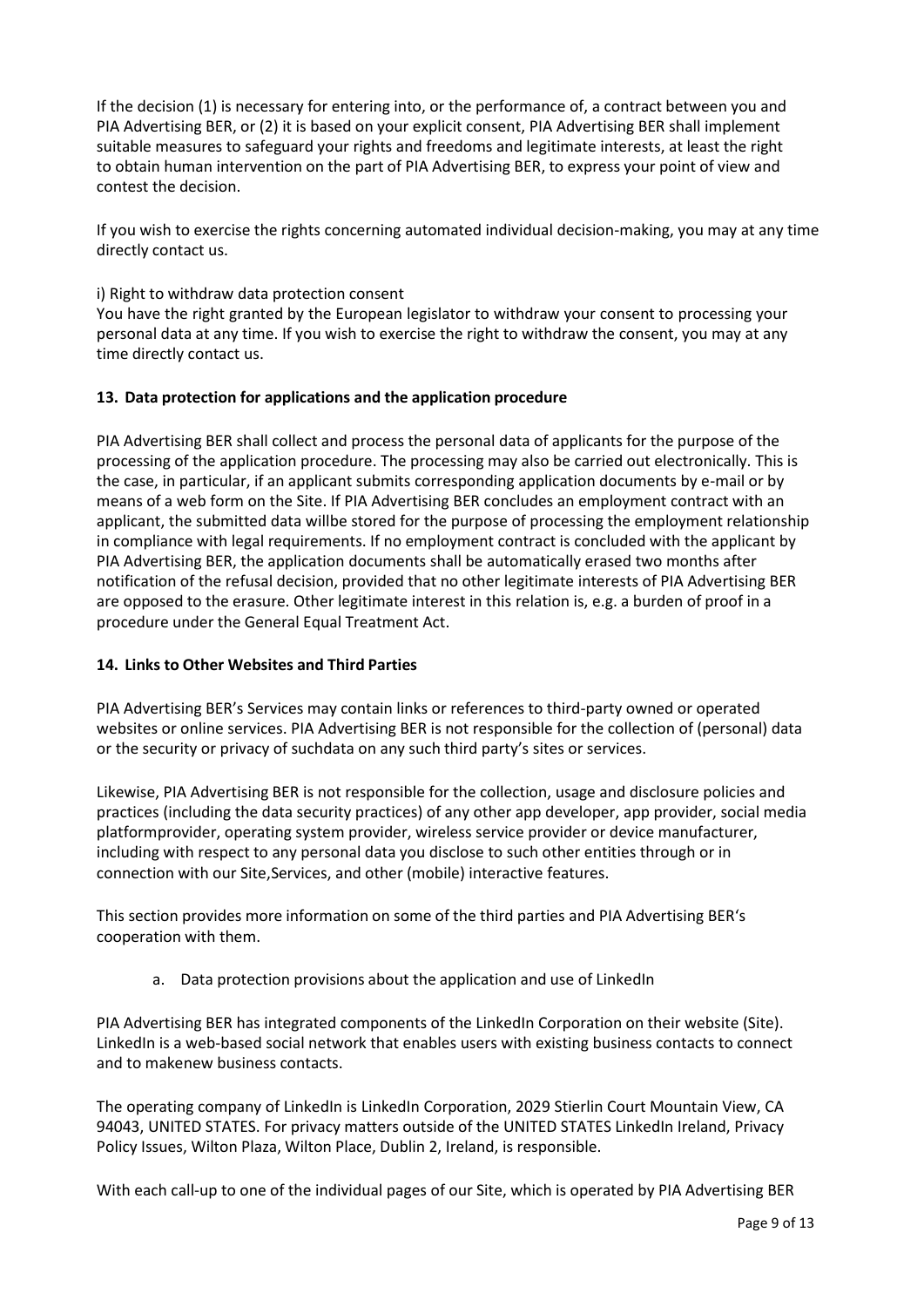If the decision (1) is necessary for entering into, or the performance of, a contract between you and PIA Advertising BER, or (2) it is based on your explicit consent, PIA Advertising BER shall implement suitable measures to safeguard your rights and freedoms and legitimate interests, at least the right to obtain human intervention on the part of PIA Advertising BER, to express your point of view and contest the decision.

If you wish to exercise the rights concerning automated individual decision-making, you may at any time directly contact us.

i) Right to withdraw data protection consent
You have the right granted by the European legislator to withdraw your consent to processing your personal data at any time. If you wish to exercise the right to withdraw the consent, you may at any time directly contact us.

## 13. Data protection for applications and the application procedure

PIA Advertising BER shall collect and process the personal data of applicants for the purpose of the processing of the application procedure. The processing may also be carried out electronically. This is the case, in particular, if an applicant submits corresponding application documents by e-mail or by means of a web form on the Site. If PIA Advertising BER concludes an employment contract with an applicant, the submitted data willbe stored for the purpose of processing the employment relationship in compliance with legal requirements. If no employment contract is concluded with the applicant by PIA Advertising BER, the application documents shall be automatically erased two months after notification of the refusal decision, provided that no other legitimate interests of PIA Advertising BER are opposed to the erasure. Other legitimate interest in this relation is, e.g. a burden of proof in a procedure under the General Equal Treatment Act.

## 14. Links to Other Websites and Third Parties

PIA Advertising BER's Services may contain links or references to third-party owned or operated websites or online services. PIA Advertising BER is not responsible for the collection of (personal) data or the security or privacy of suchdata on any such third party's sites or services.

Likewise, PIA Advertising BER is not responsible for the collection, usage and disclosure policies and practices (including the data security practices) of any other app developer, app provider, social media platformprovider, operating system provider, wireless service provider or device manufacturer, including with respect to any personal data you disclose to such other entities through or in connection with our Site,Services, and other (mobile) interactive features.

This section provides more information on some of the third parties and PIA Advertising BER's cooperation with them.

a. Data protection provisions about the application and use of LinkedIn

PIA Advertising BER has integrated components of the LinkedIn Corporation on their website (Site). LinkedIn is a web-based social network that enables users with existing business contacts to connect and to makenew business contacts.

The operating company of LinkedIn is LinkedIn Corporation, 2029 Stierlin Court Mountain View, CA 94043, UNITED STATES. For privacy matters outside of the UNITED STATES LinkedIn Ireland, Privacy Policy Issues, Wilton Plaza, Wilton Place, Dublin 2, Ireland, is responsible.

With each call-up to one of the individual pages of our Site, which is operated by PIA Advertising BER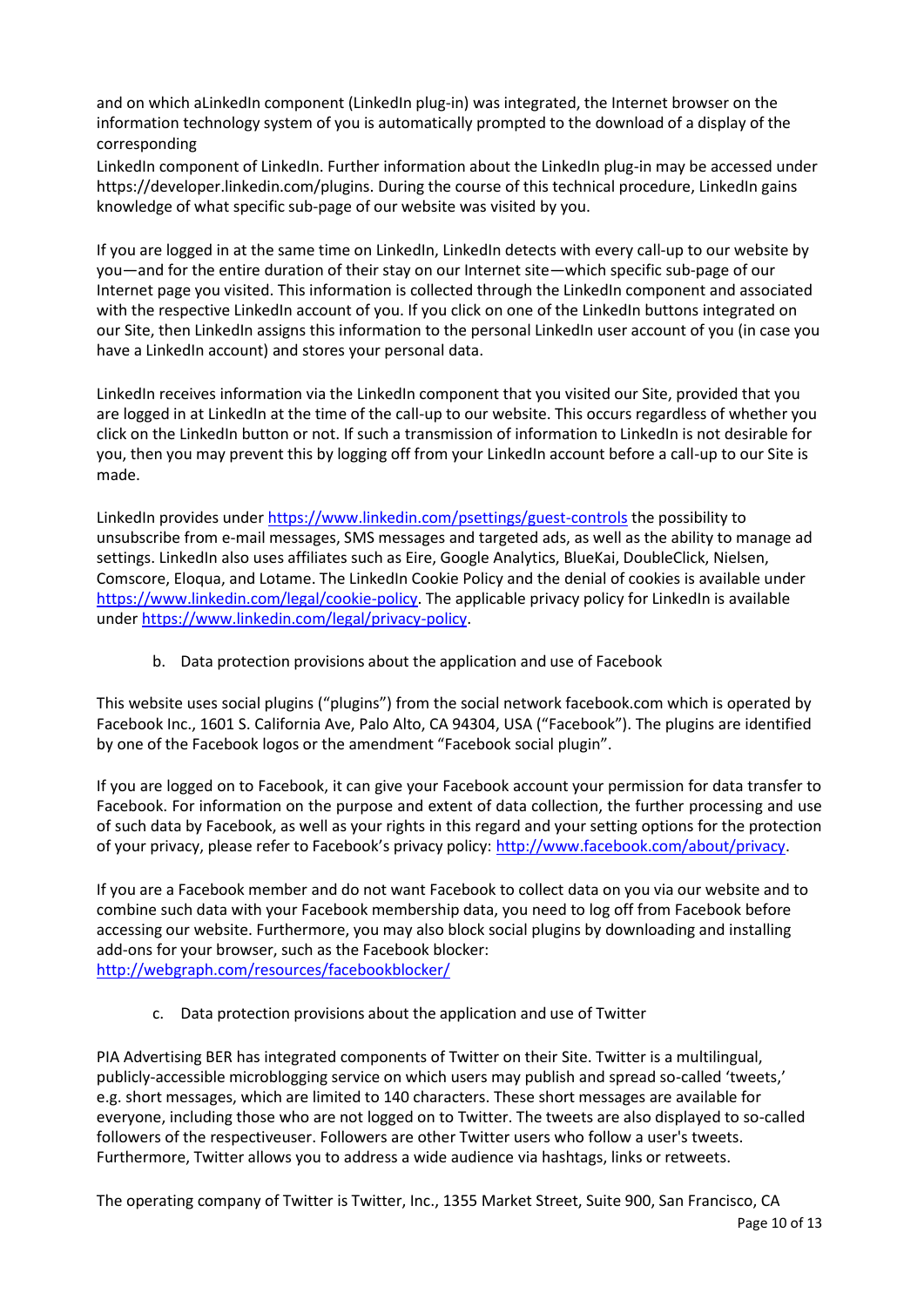and on which aLinkedIn component (LinkedIn plug-in) was integrated, the Internet browser on the information technology system of you is automatically prompted to the download of a display of the corresponding
LinkedIn component of LinkedIn. Further information about the LinkedIn plug-in may be accessed under https://developer.linkedin.com/plugins. During the course of this technical procedure, LinkedIn gains knowledge of what specific sub-page of our website was visited by you.

If you are logged in at the same time on LinkedIn, LinkedIn detects with every call-up to our website by you—and for the entire duration of their stay on our Internet site—which specific sub-page of our Internet page you visited. This information is collected through the LinkedIn component and associated with the respective LinkedIn account of you. If you click on one of the LinkedIn buttons integrated on our Site, then LinkedIn assigns this information to the personal LinkedIn user account of you (in case you have a LinkedIn account) and stores your personal data.

LinkedIn receives information via the LinkedIn component that you visited our Site, provided that you are logged in at LinkedIn at the time of the call-up to our website. This occurs regardless of whether you click on the LinkedIn button or not. If such a transmission of information to LinkedIn is not desirable for you, then you may prevent this by logging off from your LinkedIn account before a call-up to our Site is made.

LinkedIn provides under [https://www.linkedin.com/psettings/guest-controls](https://www.linkedin.com/psettings/guest-controls) the possibility to unsubscribe from e-mail messages, SMS messages and targeted ads, as well as the ability to manage ad settings. LinkedIn also uses affiliates such as Eire, Google Analytics, BlueKai, DoubleClick, Nielsen, Comscore, Eloqua, and Lotame. The LinkedIn Cookie Policy and the denial of cookies is available under [https://www.linkedin.com/legal/cookie-policy](https://www.linkedin.com/legal/cookie-policy). The applicable privacy policy for LinkedIn is available under [https://www.linkedin.com/legal/privacy-policy](https://www.linkedin.com/legal/privacy-policy).

b. Data protection provisions about the application and use of Facebook

This website uses social plugins ("plugins") from the social network facebook.com which is operated by Facebook Inc., 1601 S. California Ave, Palo Alto, CA 94304, USA ("Facebook"). The plugins are identified by one of the Facebook logos or the amendment "Facebook social plugin".

If you are logged on to Facebook, it can give your Facebook account your permission for data transfer to Facebook. For information on the purpose and extent of data collection, the further processing and use of such data by Facebook, as well as your rights in this regard and your setting options for the protection of your privacy, please refer to Facebook's privacy policy: [http://www.facebook.com/about/privacy](http://www.facebook.com/about/privacy).

If you are a Facebook member and do not want Facebook to collect data on you via our website and to combine such data with your Facebook membership data, you need to log off from Facebook before accessing our website. Furthermore, you may also block social plugins by downloading and installing add-ons for your browser, such as the Facebook blocker:
[http://webgraph.com/resources/facebookblocker/](http://webgraph.com/resources/facebookblocker/)

c. Data protection provisions about the application and use of Twitter

PIA Advertising BER has integrated components of Twitter on their Site. Twitter is a multilingual, publicly-accessible microblogging service on which users may publish and spread so-called 'tweets,' e.g. short messages, which are limited to 140 characters. These short messages are available for everyone, including those who are not logged on to Twitter. The tweets are also displayed to so-called followers of the respectiveuser. Followers are other Twitter users who follow a user's tweets. Furthermore, Twitter allows you to address a wide audience via hashtags, links or retweets.

The operating company of Twitter is Twitter, Inc., 1355 Market Street, Suite 900, San Francisco, CA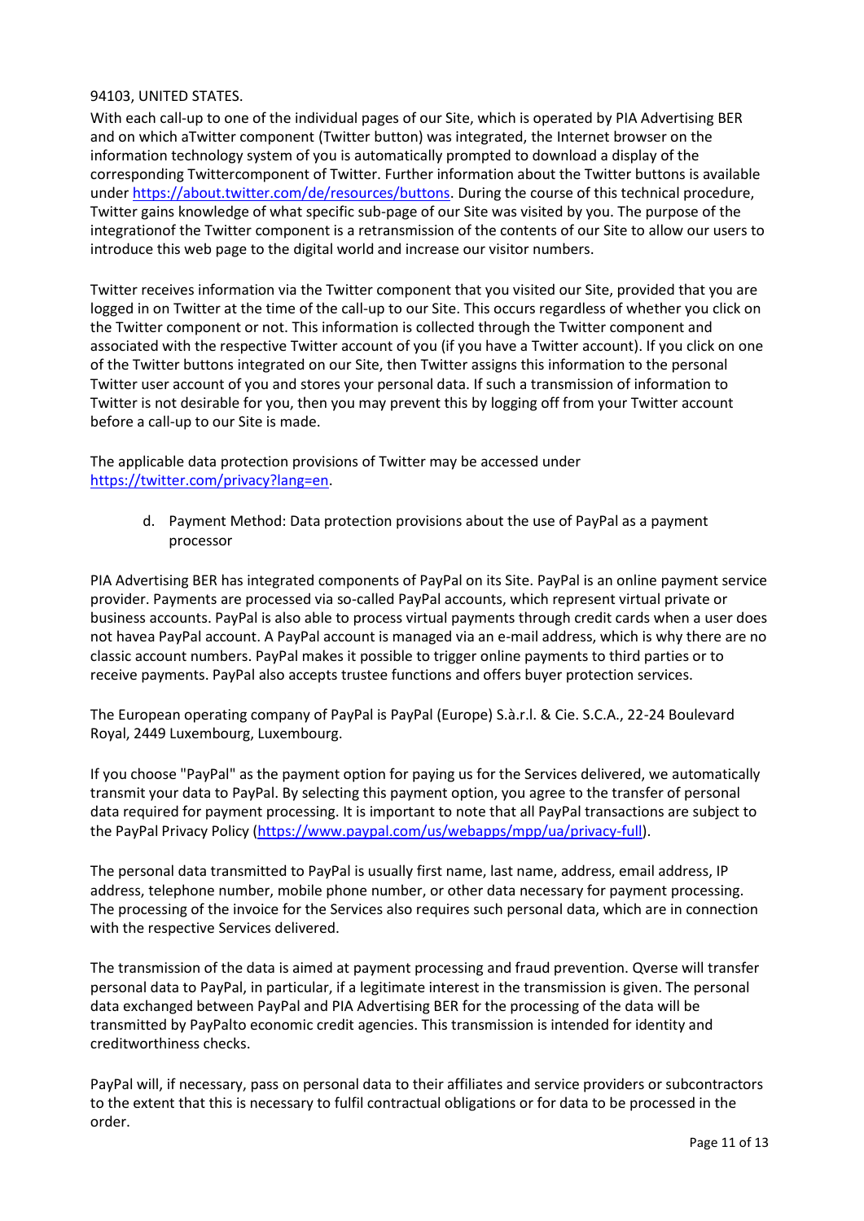94103, UNITED STATES.

With each call-up to one of the individual pages of our Site, which is operated by PIA Advertising BER and on which aTwitter component (Twitter button) was integrated, the Internet browser on the information technology system of you is automatically prompted to download a display of the corresponding Twittercomponent of Twitter. Further information about the Twitter buttons is available under [https://about.twitter.com/de/resources/buttons](https://about.twitter.com/de/resources/buttons). During the course of this technical procedure, Twitter gains knowledge of what specific sub-page of our Site was visited by you. The purpose of the integrationof the Twitter component is a retransmission of the contents of our Site to allow our users to introduce this web page to the digital world and increase our visitor numbers.

Twitter receives information via the Twitter component that you visited our Site, provided that you are logged in on Twitter at the time of the call-up to our Site. This occurs regardless of whether you click on the Twitter component or not. This information is collected through the Twitter component and associated with the respective Twitter account of you (if you have a Twitter account). If you click on one of the Twitter buttons integrated on our Site, then Twitter assigns this information to the personal Twitter user account of you and stores your personal data. If such a transmission of information to Twitter is not desirable for you, then you may prevent this by logging off from your Twitter account before a call-up to our Site is made.

The applicable data protection provisions of Twitter may be accessed under [https://twitter.com/privacy?lang=en](https://twitter.com/privacy?lang=en).

d. Payment Method: Data protection provisions about the use of PayPal as a payment processor

PIA Advertising BER has integrated components of PayPal on its Site. PayPal is an online payment service provider. Payments are processed via so-called PayPal accounts, which represent virtual private or business accounts. PayPal is also able to process virtual payments through credit cards when a user does not havea PayPal account. A PayPal account is managed via an e-mail address, which is why there are no classic account numbers. PayPal makes it possible to trigger online payments to third parties or to receive payments. PayPal also accepts trustee functions and offers buyer protection services.

The European operating company of PayPal is PayPal (Europe) S.à.r.l. & Cie. S.C.A., 22-24 Boulevard Royal, 2449 Luxembourg, Luxembourg.

If you choose "PayPal" as the payment option for paying us for the Services delivered, we automatically transmit your data to PayPal. By selecting this payment option, you agree to the transfer of personal data required for payment processing. It is important to note that all PayPal transactions are subject to the PayPal Privacy Policy ([https://www.paypal.com/us/webapps/mpp/ua/privacy-full](https://www.paypal.com/us/webapps/mpp/ua/privacy-full)).

The personal data transmitted to PayPal is usually first name, last name, address, email address, IP address, telephone number, mobile phone number, or other data necessary for payment processing. The processing of the invoice for the Services also requires such personal data, which are in connection with the respective Services delivered.

The transmission of the data is aimed at payment processing and fraud prevention. Qverse will transfer personal data to PayPal, in particular, if a legitimate interest in the transmission is given. The personal data exchanged between PayPal and PIA Advertising BER for the processing of the data will be transmitted by PayPalto economic credit agencies. This transmission is intended for identity and creditworthiness checks.

PayPal will, if necessary, pass on personal data to their affiliates and service providers or subcontractors to the extent that this is necessary to fulfil contractual obligations or for data to be processed in the order.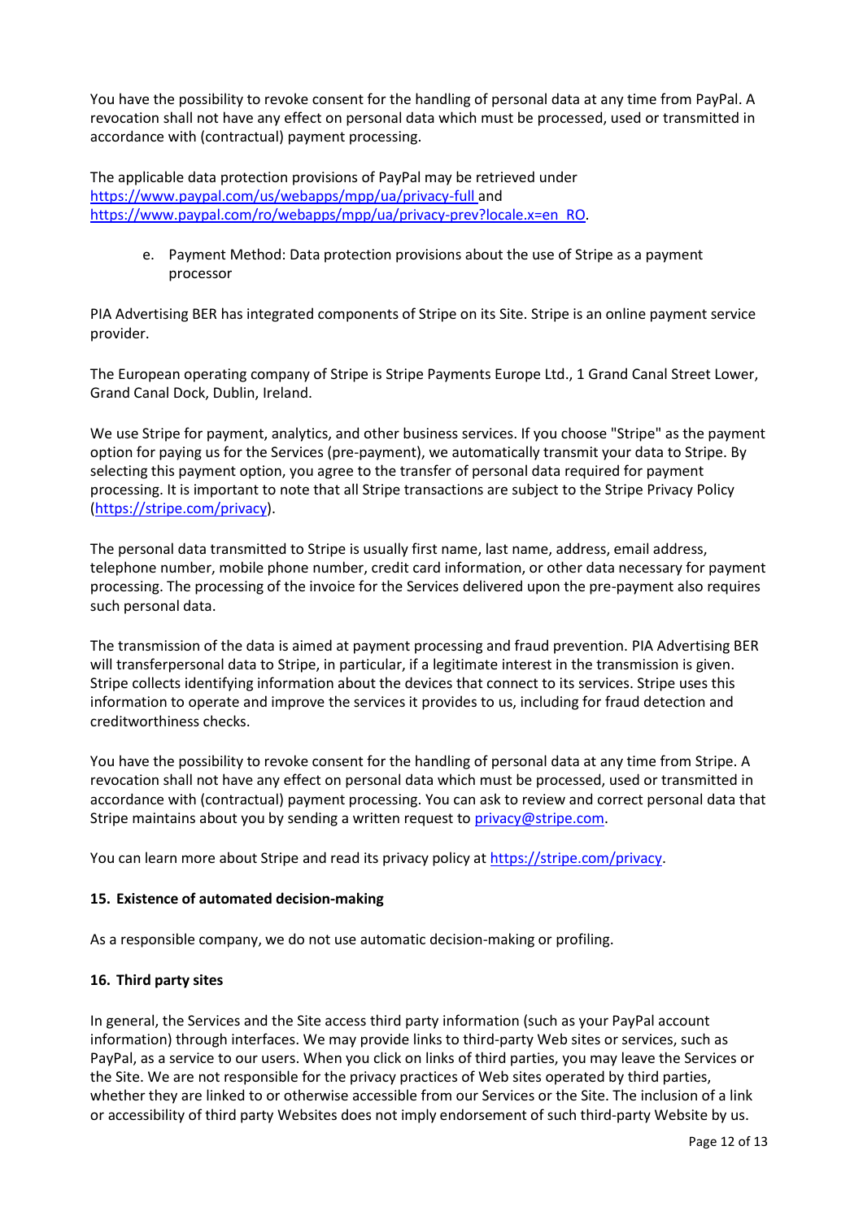You have the possibility to revoke consent for the handling of personal data at any time from PayPal. A revocation shall not have any effect on personal data which must be processed, used or transmitted in accordance with (contractual) payment processing.

The applicable data protection provisions of PayPal may be retrieved under https://www.paypal.com/us/webapps/mpp/ua/privacy-full and https://www.paypal.com/ro/webapps/mpp/ua/privacy-prev?locale.x=en_RO.

e. Payment Method: Data protection provisions about the use of Stripe as a payment processor

PIA Advertising BER has integrated components of Stripe on its Site. Stripe is an online payment service provider.

The European operating company of Stripe is Stripe Payments Europe Ltd., 1 Grand Canal Street Lower, Grand Canal Dock, Dublin, Ireland.

We use Stripe for payment, analytics, and other business services. If you choose "Stripe" as the payment option for paying us for the Services (pre-payment), we automatically transmit your data to Stripe. By selecting this payment option, you agree to the transfer of personal data required for payment processing. It is important to note that all Stripe transactions are subject to the Stripe Privacy Policy (https://stripe.com/privacy).

The personal data transmitted to Stripe is usually first name, last name, address, email address, telephone number, mobile phone number, credit card information, or other data necessary for payment processing. The processing of the invoice for the Services delivered upon the pre-payment also requires such personal data.

The transmission of the data is aimed at payment processing and fraud prevention. PIA Advertising BER will transferpersonal data to Stripe, in particular, if a legitimate interest in the transmission is given. Stripe collects identifying information about the devices that connect to its services. Stripe uses this information to operate and improve the services it provides to us, including for fraud detection and creditworthiness checks.

You have the possibility to revoke consent for the handling of personal data at any time from Stripe. A revocation shall not have any effect on personal data which must be processed, used or transmitted in accordance with (contractual) payment processing. You can ask to review and correct personal data that Stripe maintains about you by sending a written request to privacy@stripe.com.

You can learn more about Stripe and read its privacy policy at https://stripe.com/privacy.

## 15. Existence of automated decision-making

As a responsible company, we do not use automatic decision-making or profiling.

## 16. Third party sites

In general, the Services and the Site access third party information (such as your PayPal account information) through interfaces. We may provide links to third-party Web sites or services, such as PayPal, as a service to our users. When you click on links of third parties, you may leave the Services or the Site. We are not responsible for the privacy practices of Web sites operated by third parties, whether they are linked to or otherwise accessible from our Services or the Site. The inclusion of a link or accessibility of third party Websites does not imply endorsement of such third-party Website by us.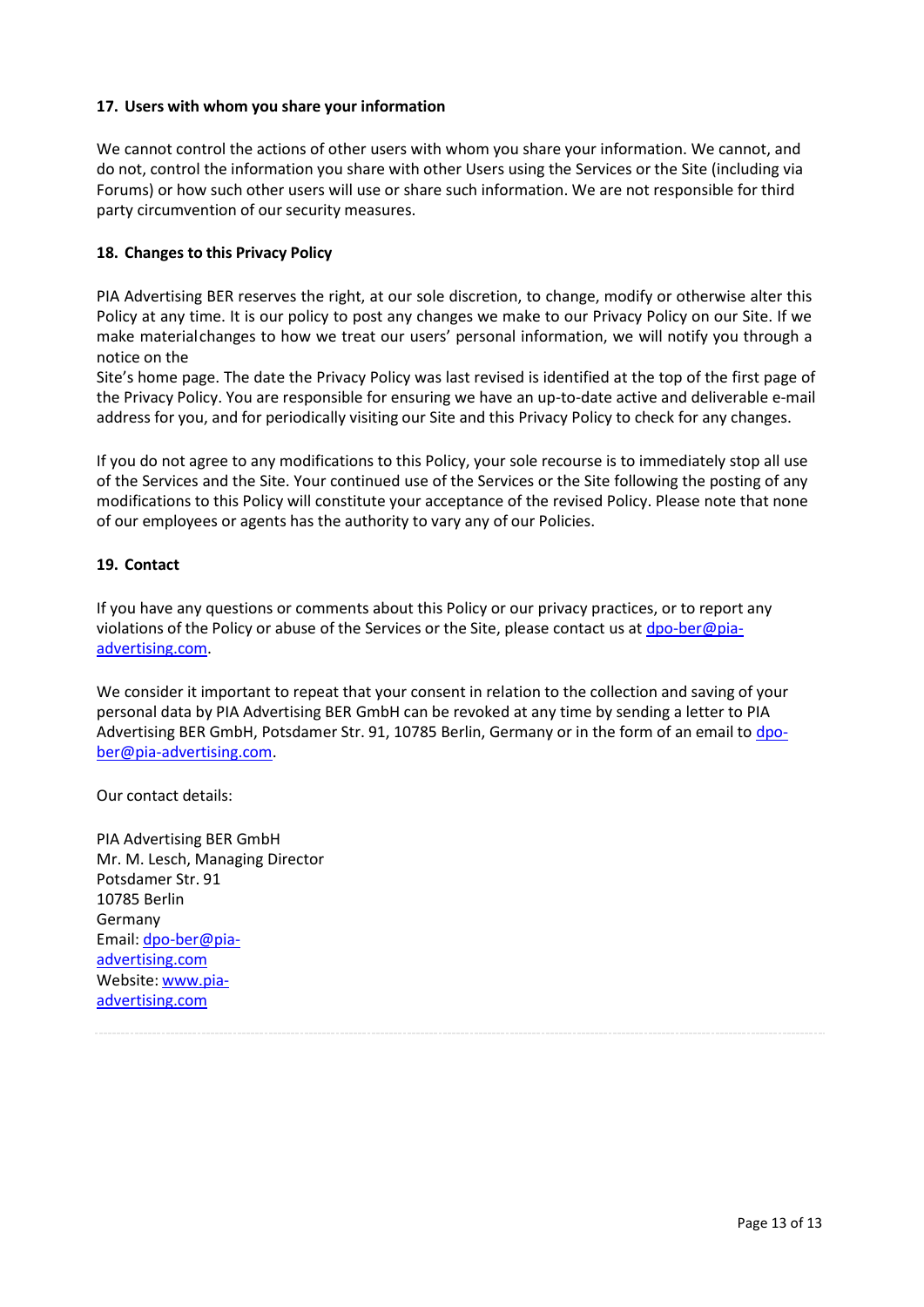## 17. Users with whom you share your information

We cannot control the actions of other users with whom you share your information. We cannot, and do not, control the information you share with other Users using the Services or the Site (including via Forums) or how such other users will use or share such information. We are not responsible for third party circumvention of our security measures.

## 18. Changes to this Privacy Policy

PIA Advertising BER reserves the right, at our sole discretion, to change, modify or otherwise alter this Policy at any time. It is our policy to post any changes we make to our Privacy Policy on our Site. If we make material changes to how we treat our users' personal information, we will notify you through a notice on the Site's home page. The date the Privacy Policy was last revised is identified at the top of the first page of the Privacy Policy. You are responsible for ensuring we have an up-to-date active and deliverable e-mail address for you, and for periodically visiting our Site and this Privacy Policy to check for any changes.

If you do not agree to any modifications to this Policy, your sole recourse is to immediately stop all use of the Services and the Site. Your continued use of the Services or the Site following the posting of any modifications to this Policy will constitute your acceptance of the revised Policy. Please note that none of our employees or agents has the authority to vary any of our Policies.

## 19. Contact

If you have any questions or comments about this Policy or our privacy practices, or to report any violations of the Policy or abuse of the Services or the Site, please contact us at dpo-ber@pia-advertising.com.

We consider it important to repeat that your consent in relation to the collection and saving of your personal data by PIA Advertising BER GmbH can be revoked at any time by sending a letter to PIA Advertising BER GmbH, Potsdamer Str. 91, 10785 Berlin, Germany or in the form of an email to dpo-ber@pia-advertising.com.

Our contact details:

PIA Advertising BER GmbH
Mr. M. Lesch, Managing Director
Potsdamer Str. 91
10785 Berlin
Germany
Email: dpo-ber@pia-advertising.com
Website: www.pia-advertising.com